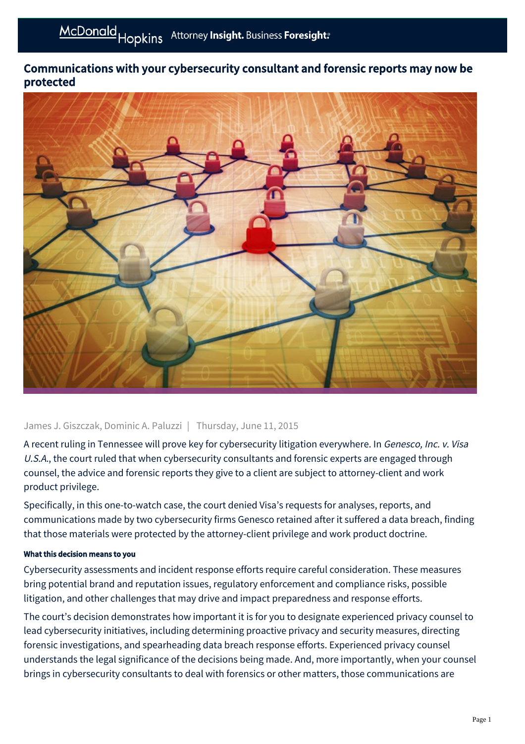# Communications with your cybersecurity consultant and forensic reports may now be protected

James J. Giszczak, Dominic A. Paluzzi | Thursday, June 11, 2015

A recent ruling in Tennessee will prove key for cybersecurity litigation everywhere. In *Genesco, Inc. v. Visa U.S.A.*, the court ruled that when cybersecurity consultants and forensic experts are engaged through counsel, the advice and forensic reports they give to a client are subject to attorney-client and work product privilege.

Specifically, in this one-to-watch case, the court denied Visa's requests for analyses, reports, and communications made by two cybersecurity firms Genesco retained after it suffered a data breach, finding that those materials were protected by the attorney-client privilege and work product doctrine.

#### What this decision means to you

Cybersecurity assessments and incident response efforts require careful consideration. These measures bring potential brand and reputation issues, regulatory enforcement and compliance risks, possible litigation, and other challenges that may drive and impact preparedness and response efforts.

The court's decision demonstrates how important it is for you to designate experienced privacy counsel to lead cybersecurity initiatives, including determining proactive privacy and security measures, directing forensic investigations, and spearheading data breach response efforts. Experienced privacy counsel understands the legal significance of the decisions being made. And, more importantly, when your counsel brings in cybersecurity consultants to deal with forensics or other matters, those communications are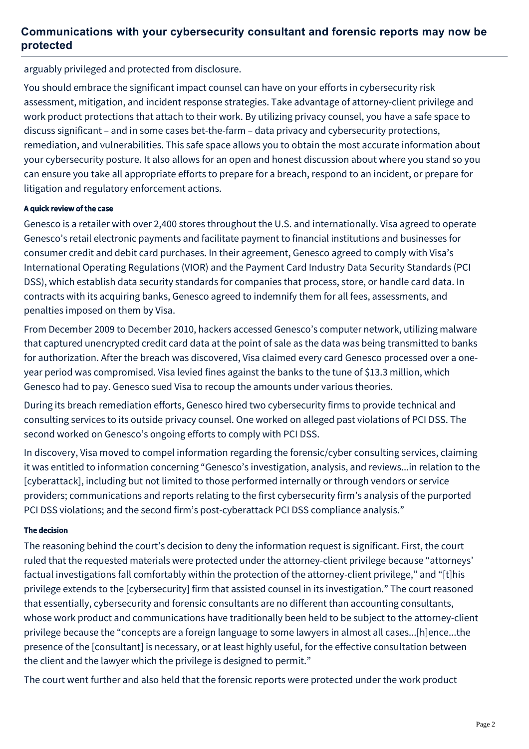arguably privileged and protected from disclosure.

You should embrace the significant impact counsel can have on your efforts in cybersecurity risk assessment, mitigation, and incident response strategies. Take advantage of attorney-client privilege and work product protections that attach to their work. By utilizing privacy counsel, you have a safe space to discuss significant – and in some cases bet-the-farm – data privacy and cybersecurity protections, remediation, and vulnerabilities. This safe space allows you to obtain the most accurate information about your cybersecurity posture. It also allows for an open and honest discussion about where you stand so you can ensure you take all appropriate efforts to prepare for a breach, respond to an incident, or prepare for litigation and regulatory enforcement actions.

#### A quick review of the case

Genesco is a retailer with over 2,400 stores throughout the U.S. and internationally. Visa agreed to operate Genesco's retail electronic payments and facilitate payment to financial institutions and businesses for consumer credit and debit card purchases. In their agreement, Genesco agreed to comply with Visa's International Operating Regulations (VIOR) and the Payment Card Industry Data Security Standards (PCI DSS), which establish data security standards for companies that process, store, or handle card data. In contracts with its acquiring banks, Genesco agreed to indemnify them for all fees, assessments, and penalties imposed on them by Visa.

From December 2009 to December 2010, hackers accessed Genesco's computer network, utilizing malware that captured unencrypted credit card data at the point of sale as the data was being transmitted to banks for authorization. After the breach was discovered, Visa claimed every card Genesco processed over a one-year period was compromised. Visa levied fines against the banks to the tune of $13.3 million, which Genesco had to pay. Genesco sued Visa to recoup the amounts under various theories.

During its breach remediation efforts, Genesco hired two cybersecurity firms to provide technical and consulting services to its outside privacy counsel. One worked on alleged past violations of PCI DSS. The second worked on Genesco's ongoing efforts to comply with PCI DSS.

In discovery, Visa moved to compel information regarding the forensic/cyber consulting services, claiming it was entitled to information concerning "Genesco's investigation, analysis, and reviews...in relation to the [cyberattack], including but not limited to those performed internally or through vendors or service providers; communications and reports relating to the first cybersecurity firm's analysis of the purported PCI DSS violations; and the second firm's post-cyberattack PCI DSS compliance analysis."

#### The decision

The reasoning behind the court's decision to deny the information request is significant. First, the court ruled that the requested materials were protected under the attorney-client privilege because "attorneys' factual investigations fall comfortably within the protection of the attorney-client privilege," and "[t]his privilege extends to the [cybersecurity] firm that assisted counsel in its investigation." The court reasoned that essentially, cybersecurity and forensic consultants are no different than accounting consultants, whose work product and communications have traditionally been held to be subject to the attorney-client privilege because the "concepts are a foreign language to some lawyers in almost all cases...[h]ence...the presence of the [consultant] is necessary, or at least highly useful, for the effective consultation between the client and the lawyer which the privilege is designed to permit."

The court went further and also held that the forensic reports were protected under the work product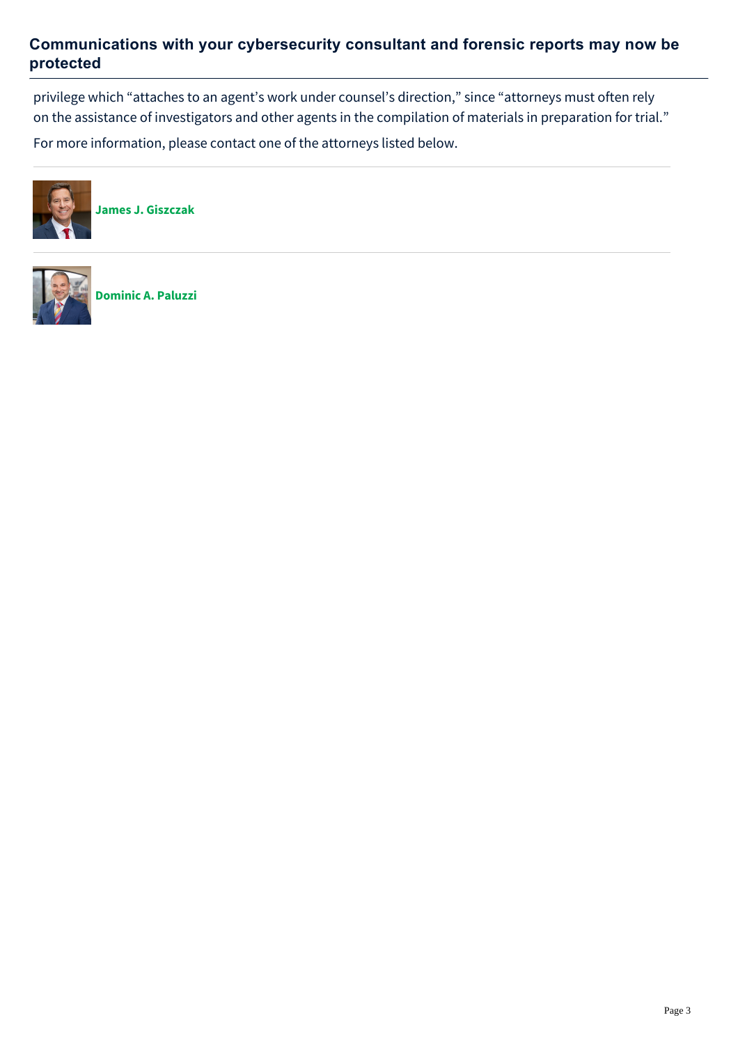privilege which "attaches to an agent's work under counsel's direction," since "attorneys must often rely on the assistance of investigators and other agents in the compilation of materials in preparation for trial."

For more information, please contact one of the attorneys listed below.

---

**James J. Giszczak**

---

**Dominic A. Paluzzi**